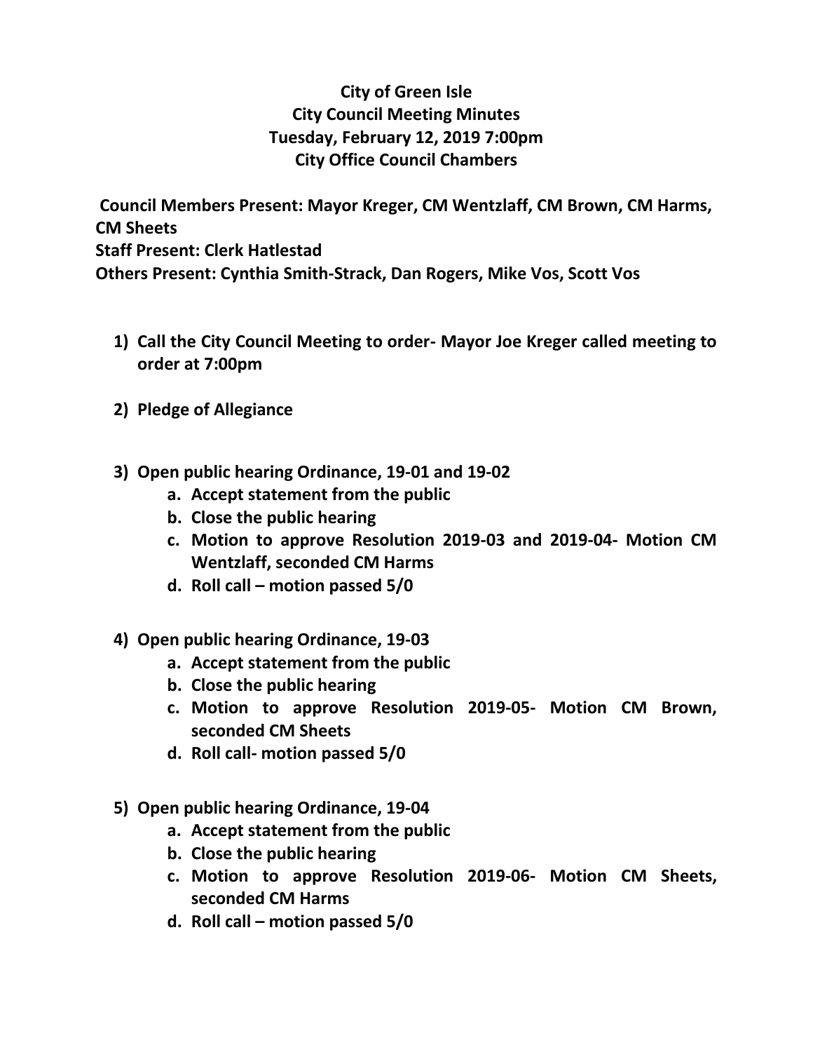**City of Green Isle**
**City Council Meeting Minutes**
**Tuesday, February 12, 2019 7:00pm**
**City Office Council Chambers**

**Council Members Present: Mayor Kreger, CM Wentzlaff, CM Brown, CM Harms, CM Sheets**
**Staff Present: Clerk Hatlestad**
**Others Present: Cynthia Smith-Strack, Dan Rogers, Mike Vos, Scott Vos**

1) **Call the City Council Meeting to order- Mayor Joe Kreger called meeting to order at 7:00pm**

2) **Pledge of Allegiance**

3) **Open public hearing Ordinance, 19-01 and 19-02**
   a. **Accept statement from the public**
   b. **Close the public hearing**
   c. **Motion to approve Resolution 2019-03 and 2019-04- Motion CM Wentzlaff, seconded CM Harms**
   d. **Roll call – motion passed 5/0**

4) **Open public hearing Ordinance, 19-03**
   a. **Accept statement from the public**
   b. **Close the public hearing**
   c. **Motion to approve Resolution 2019-05- Motion CM Brown, seconded CM Sheets**
   d. **Roll call- motion passed 5/0**

5) **Open public hearing Ordinance, 19-04**
   a. **Accept statement from the public**
   b. **Close the public hearing**
   c. **Motion to approve Resolution 2019-06- Motion CM Sheets, seconded CM Harms**
   d. **Roll call – motion passed 5/0**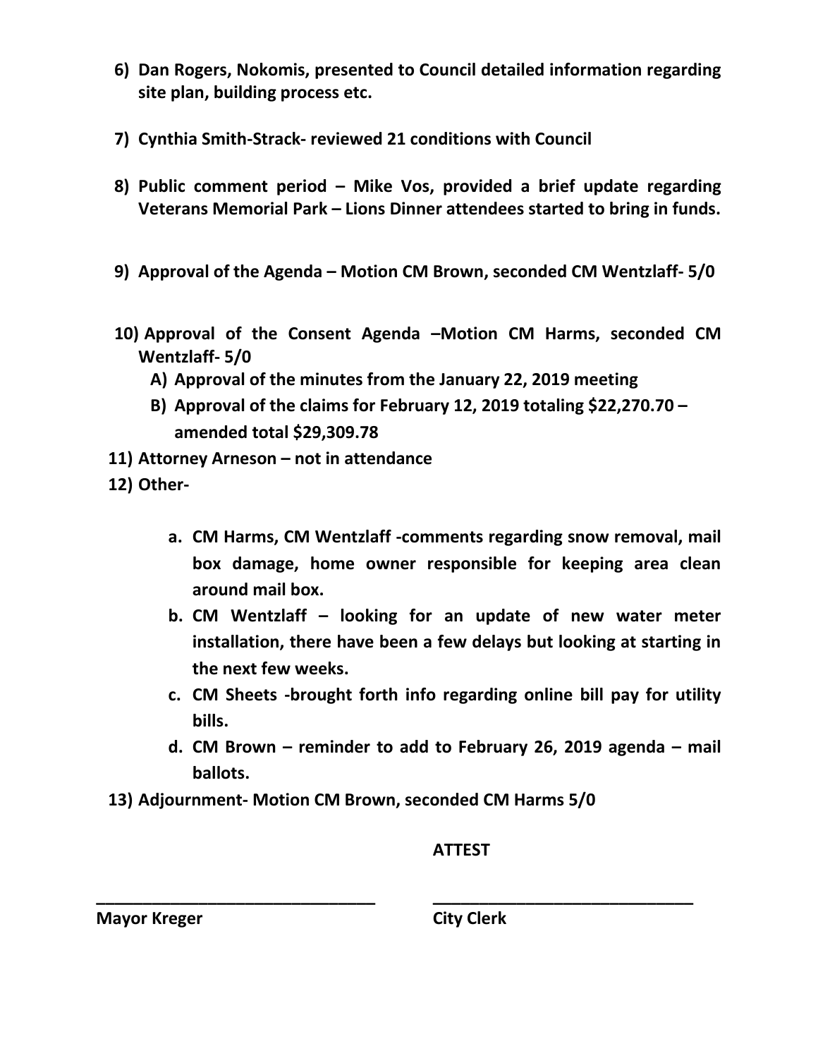6) **Dan Rogers, Nokomis, presented to Council detailed information regarding site plan, building process etc.**

7) **Cynthia Smith-Strack- reviewed 21 conditions with Council**

8) **Public comment period – Mike Vos, provided a brief update regarding Veterans Memorial Park – Lions Dinner attendees started to bring in funds.**

9) **Approval of the Agenda – Motion CM Brown, seconded CM Wentzlaff- 5/0**

10) **Approval of the Consent Agenda –Motion CM Harms, seconded CM Wentzlaff- 5/0**
    - A) **Approval of the minutes from the January 22, 2019 meeting**
    - B) **Approval of the claims for February 12, 2019 totaling $22,270.70 – amended total $29,309.78**

11) **Attorney Arneson – not in attendance**

12) **Other-**
    - a. **CM Harms, CM Wentzlaff -comments regarding snow removal, mail box damage, home owner responsible for keeping area clean around mail box.**
    - b. **CM Wentzlaff – looking for an update of new water meter installation, there have been a few delays but looking at starting in the next few weeks.**
    - c. **CM Sheets -brought forth info regarding online bill pay for utility bills.**
    - d. **CM Brown – reminder to add to February 26, 2019 agenda – mail ballots.**

13) **Adjournment- Motion CM Brown, seconded CM Harms 5/0**

**ATTEST**

\_\_\_\_\_\_\_\_\_\_\_\_\_\_\_\_\_\_\_\_\_\_\_\_\_\_\_\_\_\_ &nbsp;&nbsp;&nbsp;&nbsp; \_\_\_\_\_\_\_\_\_\_\_\_\_\_\_\_\_\_\_\_\_\_\_\_\_\_\_\_\_\_

**Mayor Kreger** &nbsp;&nbsp;&nbsp;&nbsp; **City Clerk**